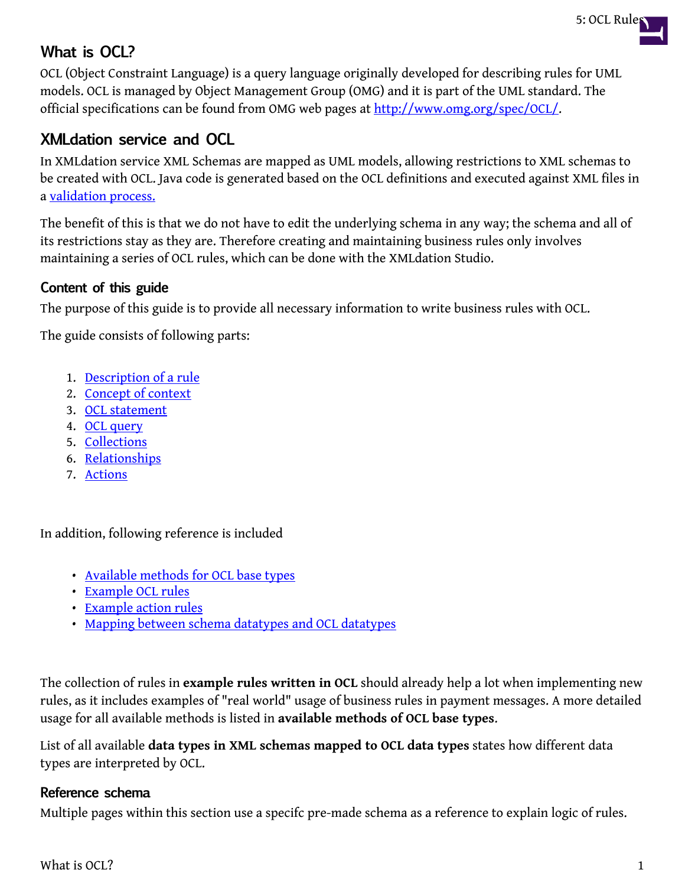## What is OCL?

OCL (Object Constraint Language) is a query language originally developed for describing rules for UML models. OCL is managed by Object Management Group (OMG) and it is part of the UML standard. The official specifications can be found from OMG web pages at [http://www.omg.org/spec/OCL/](http://www.omg.org/spec/OCL/).

## XMLdation service and OCL

In XMLdation service XML Schemas are mapped as UML models, allowing restrictions to XML schemas to be created with OCL. Java code is generated based on the OCL definitions and executed against XML files in a [validation process.](#)

The benefit of this is that we do not have to edit the underlying schema in any way; the schema and all of its restrictions stay as they are. Therefore creating and maintaining business rules only involves maintaining a series of OCL rules, which can be done with the XMLdation Studio.

### Content of this guide

The purpose of this guide is to provide all necessary information to write business rules with OCL.

The guide consists of following parts:

1. [Description of a rule](#)
2. [Concept of context](#)
3. [OCL statement](#)
4. [OCL query](#)
5. [Collections](#)
6. [Relationships](#)
7. [Actions](#)

In addition, following reference is included

- [Available methods for OCL base types](#)
- [Example OCL rules](#)
- [Example action rules](#)
- [Mapping between schema datatypes and OCL datatypes](#)

The collection of rules in **example rules written in OCL** should already help a lot when implementing new rules, as it includes examples of "real world" usage of business rules in payment messages. A more detailed usage for all available methods is listed in **available methods of OCL base types**.

List of all available **data types in XML schemas mapped to OCL data types** states how different data types are interpreted by OCL.

### Reference schema

Multiple pages within this section use a specifc pre-made schema as a reference to explain logic of rules.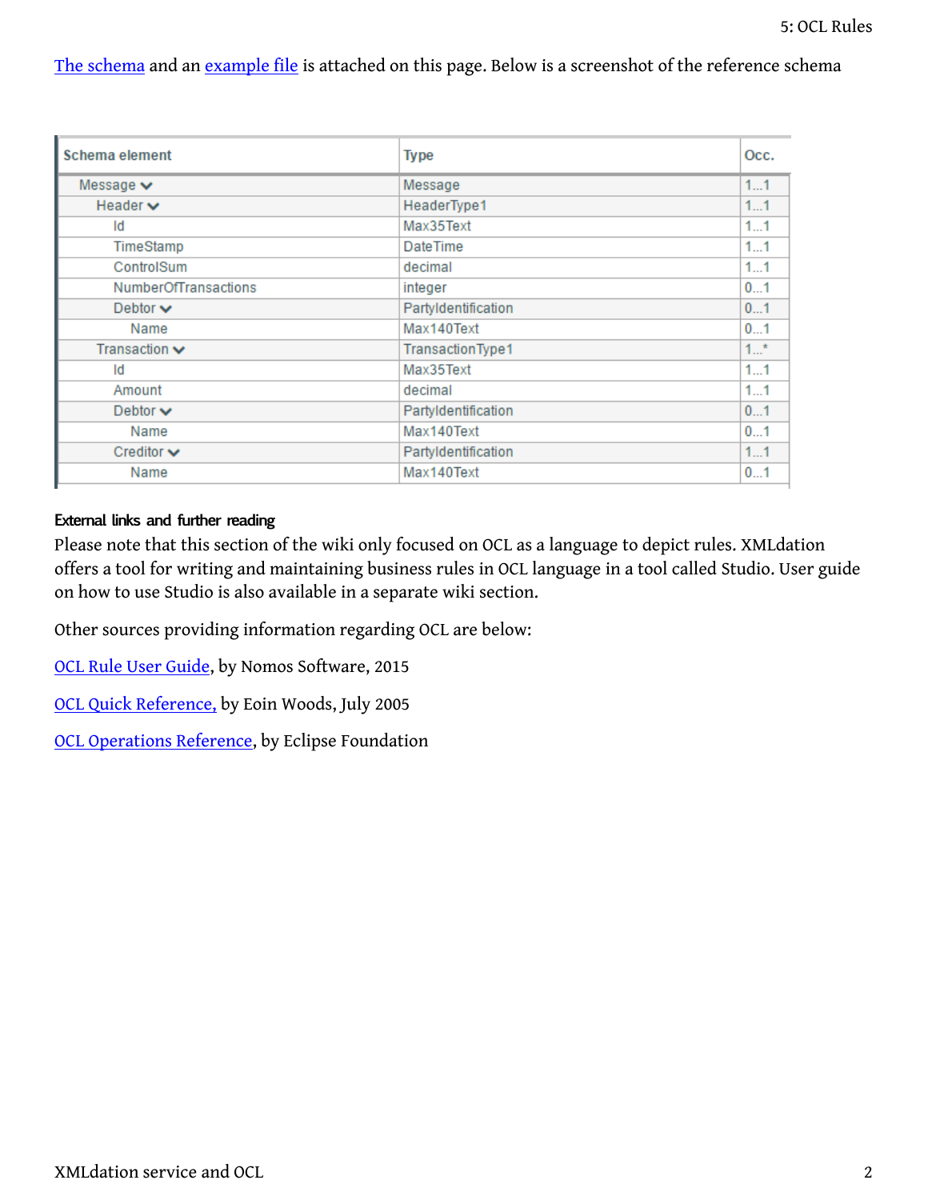[The schema](#) and an [example file](#) is attached on this page. Below is a screenshot of the reference schema

| Schema element | Type | Occ. |
|---|---|---|
| Message | Message | 1...1 |
| Header | HeaderType1 | 1...1 |
| Id | Max35Text | 1...1 |
| TimeStamp | DateTime | 1...1 |
| ControlSum | decimal | 1...1 |
| NumberOfTransactions | integer | 0...1 |
| Debtor | PartyIdentification | 0...1 |
| Name | Max140Text | 0...1 |
| Transaction | TransactionType1 | 1...* |
| Id | Max35Text | 1...1 |
| Amount | decimal | 1...1 |
| Debtor | PartyIdentification | 0...1 |
| Name | Max140Text | 0...1 |
| Creditor | PartyIdentification | 1...1 |
| Name | Max140Text | 0...1 |

### External links and further reading

Please note that this section of the wiki only focused on OCL as a language to depict rules. XMLdation offers a tool for writing and maintaining business rules in OCL language in a tool called Studio. User guide on how to use Studio is also available in a separate wiki section.

Other sources providing information regarding OCL are below:

[OCL Rule User Guide](#), by Nomos Software, 2015

[OCL Quick Reference,](#) by Eoin Woods, July 2005

[OCL Operations Reference](#), by Eclipse Foundation